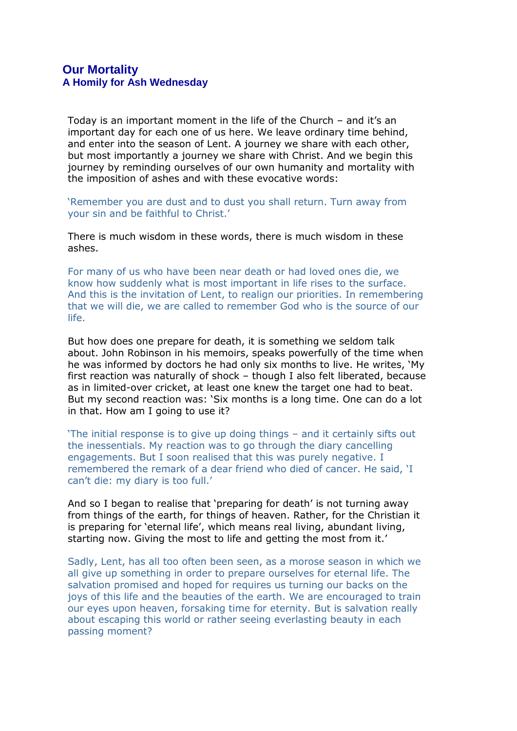# Our Mortality

## A Homily for Ash Wednesday

Today is an important moment in the life of the Church – and it's an important day for each one of us here. We leave ordinary time behind, and enter into the season of Lent. A journey we share with each other, but most importantly a journey we share with Christ. And we begin this journey by reminding ourselves of our own humanity and mortality with the imposition of ashes and with these evocative words:

'Remember you are dust and to dust you shall return. Turn away from your sin and be faithful to Christ.'

There is much wisdom in these words, there is much wisdom in these ashes.

For many of us who have been near death or had loved ones die, we know how suddenly what is most important in life rises to the surface. And this is the invitation of Lent, to realign our priorities. In remembering that we will die, we are called to remember God who is the source of our life.

But how does one prepare for death, it is something we seldom talk about. John Robinson in his memoirs, speaks powerfully of the time when he was informed by doctors he had only six months to live. He writes, 'My first reaction was naturally of shock – though I also felt liberated, because as in limited-over cricket, at least one knew the target one had to beat. But my second reaction was: 'Six months is a long time. One can do a lot in that. How am I going to use it?

'The initial response is to give up doing things – and it certainly sifts out the inessentials. My reaction was to go through the diary cancelling engagements. But I soon realised that this was purely negative. I remembered the remark of a dear friend who died of cancer. He said, 'I can't die: my diary is too full.'

And so I began to realise that 'preparing for death' is not turning away from things of the earth, for things of heaven. Rather, for the Christian it is preparing for 'eternal life', which means real living, abundant living, starting now. Giving the most to life and getting the most from it.'

Sadly, Lent, has all too often been seen, as a morose season in which we all give up something in order to prepare ourselves for eternal life. The salvation promised and hoped for requires us turning our backs on the joys of this life and the beauties of the earth. We are encouraged to train our eyes upon heaven, forsaking time for eternity. But is salvation really about escaping this world or rather seeing everlasting beauty in each passing moment?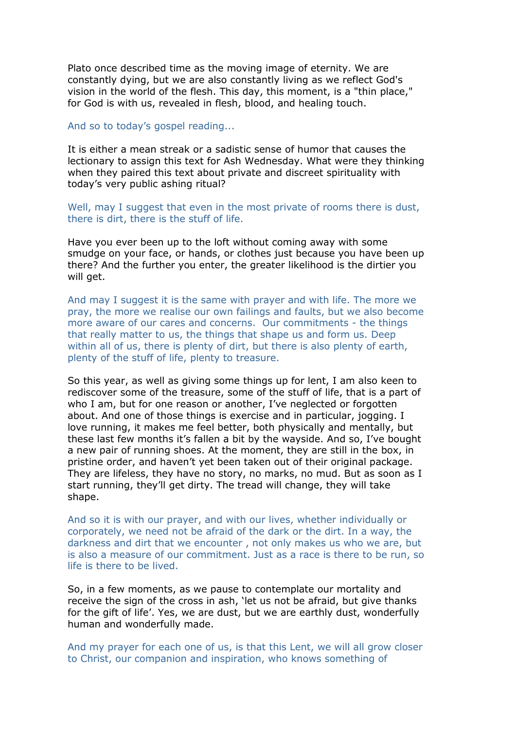Plato once described time as the moving image of eternity. We are constantly dying, but we are also constantly living as we reflect God's vision in the world of the flesh. This day, this moment, is a "thin place," for God is with us, revealed in flesh, blood, and healing touch.

And so to today's gospel reading...

It is either a mean streak or a sadistic sense of humor that causes the lectionary to assign this text for Ash Wednesday. What were they thinking when they paired this text about private and discreet spirituality with today's very public ashing ritual?

Well, may I suggest that even in the most private of rooms there is dust, there is dirt, there is the stuff of life.

Have you ever been up to the loft without coming away with some smudge on your face, or hands, or clothes just because you have been up there? And the further you enter, the greater likelihood is the dirtier you will get.

And may I suggest it is the same with prayer and with life. The more we pray, the more we realise our own failings and faults, but we also become more aware of our cares and concerns. Our commitments - the things that really matter to us, the things that shape us and form us. Deep within all of us, there is plenty of dirt, but there is also plenty of earth, plenty of the stuff of life, plenty to treasure.

So this year, as well as giving some things up for lent, I am also keen to rediscover some of the treasure, some of the stuff of life, that is a part of who I am, but for one reason or another, I've neglected or forgotten about. And one of those things is exercise and in particular, jogging. I love running, it makes me feel better, both physically and mentally, but these last few months it's fallen a bit by the wayside. And so, I've bought a new pair of running shoes. At the moment, they are still in the box, in pristine order, and haven't yet been taken out of their original package. They are lifeless, they have no story, no marks, no mud. But as soon as I start running, they'll get dirty. The tread will change, they will take shape.

And so it is with our prayer, and with our lives, whether individually or corporately, we need not be afraid of the dark or the dirt. In a way, the darkness and dirt that we encounter , not only makes us who we are, but is also a measure of our commitment. Just as a race is there to be run, so life is there to be lived.

So, in a few moments, as we pause to contemplate our mortality and receive the sign of the cross in ash, 'let us not be afraid, but give thanks for the gift of life'. Yes, we are dust, but we are earthly dust, wonderfully human and wonderfully made.

And my prayer for each one of us, is that this Lent, we will all grow closer to Christ, our companion and inspiration, who knows something of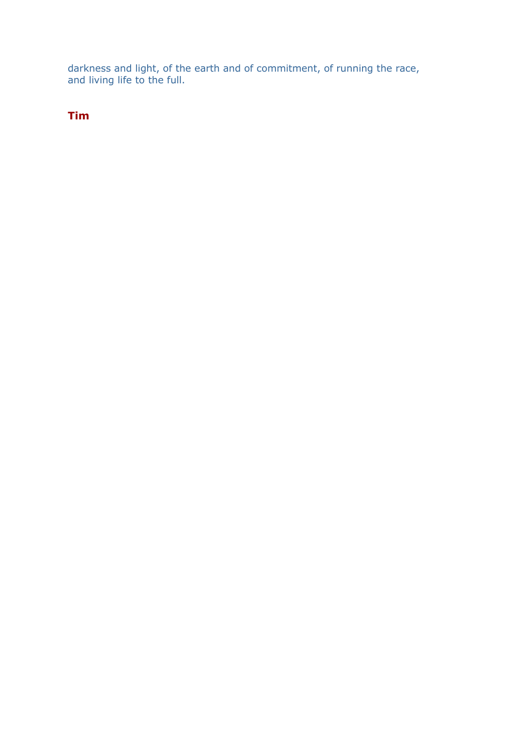darkness and light, of the earth and of commitment, of running the race, and living life to the full.

**Tim**